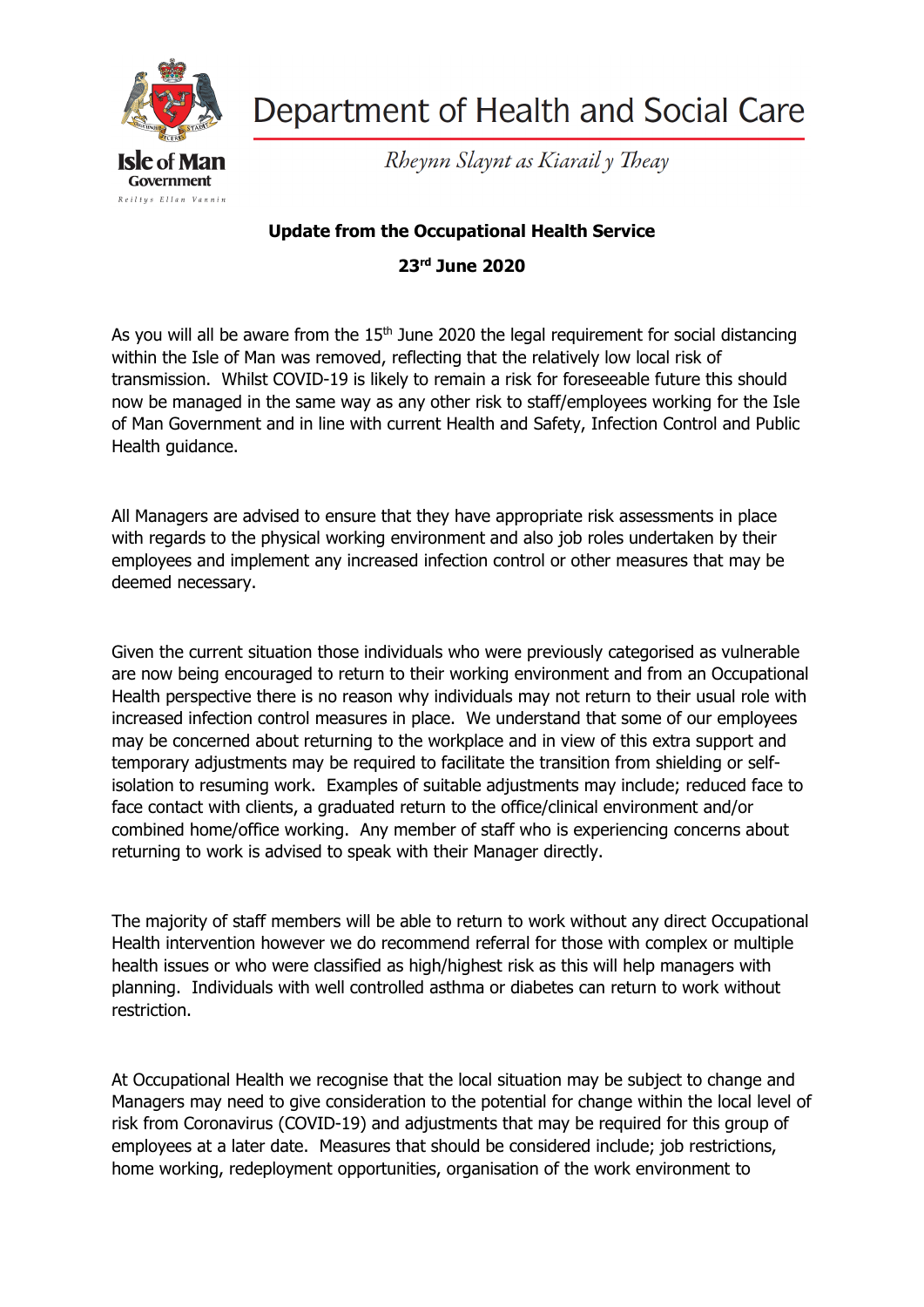Department of Health and Social Care

*Rheynn Slaynt as Kiarail y Theay*

Isle of Man Government

Reiltys Ellan Vannin

**Update from the Occupational Health Service**

**23rd June 2020**

As you will all be aware from the 15th June 2020 the legal requirement for social distancing within the Isle of Man was removed, reflecting that the relatively low local risk of transmission. Whilst COVID-19 is likely to remain a risk for foreseeable future this should now be managed in the same way as any other risk to staff/employees working for the Isle of Man Government and in line with current Health and Safety, Infection Control and Public Health guidance.

All Managers are advised to ensure that they have appropriate risk assessments in place with regards to the physical working environment and also job roles undertaken by their employees and implement any increased infection control or other measures that may be deemed necessary.

Given the current situation those individuals who were previously categorised as vulnerable are now being encouraged to return to their working environment and from an Occupational Health perspective there is no reason why individuals may not return to their usual role with increased infection control measures in place. We understand that some of our employees may be concerned about returning to the workplace and in view of this extra support and temporary adjustments may be required to facilitate the transition from shielding or self-isolation to resuming work. Examples of suitable adjustments may include; reduced face to face contact with clients, a graduated return to the office/clinical environment and/or combined home/office working. Any member of staff who is experiencing concerns about returning to work is advised to speak with their Manager directly.

The majority of staff members will be able to return to work without any direct Occupational Health intervention however we do recommend referral for those with complex or multiple health issues or who were classified as high/highest risk as this will help managers with planning. Individuals with well controlled asthma or diabetes can return to work without restriction.

At Occupational Health we recognise that the local situation may be subject to change and Managers may need to give consideration to the potential for change within the local level of risk from Coronavirus (COVID-19) and adjustments that may be required for this group of employees at a later date. Measures that should be considered include; job restrictions, home working, redeployment opportunities, organisation of the work environment to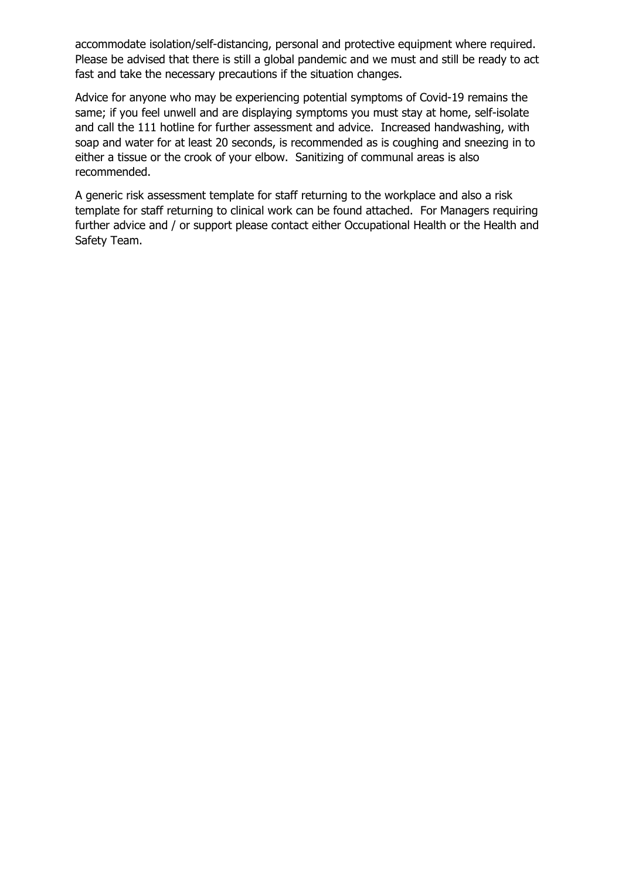accommodate isolation/self-distancing, personal and protective equipment where required. Please be advised that there is still a global pandemic and we must and still be ready to act fast and take the necessary precautions if the situation changes.

Advice for anyone who may be experiencing potential symptoms of Covid-19 remains the same; if you feel unwell and are displaying symptoms you must stay at home, self-isolate and call the 111 hotline for further assessment and advice. Increased handwashing, with soap and water for at least 20 seconds, is recommended as is coughing and sneezing in to either a tissue or the crook of your elbow. Sanitizing of communal areas is also recommended.

A generic risk assessment template for staff returning to the workplace and also a risk template for staff returning to clinical work can be found attached. For Managers requiring further advice and / or support please contact either Occupational Health or the Health and Safety Team.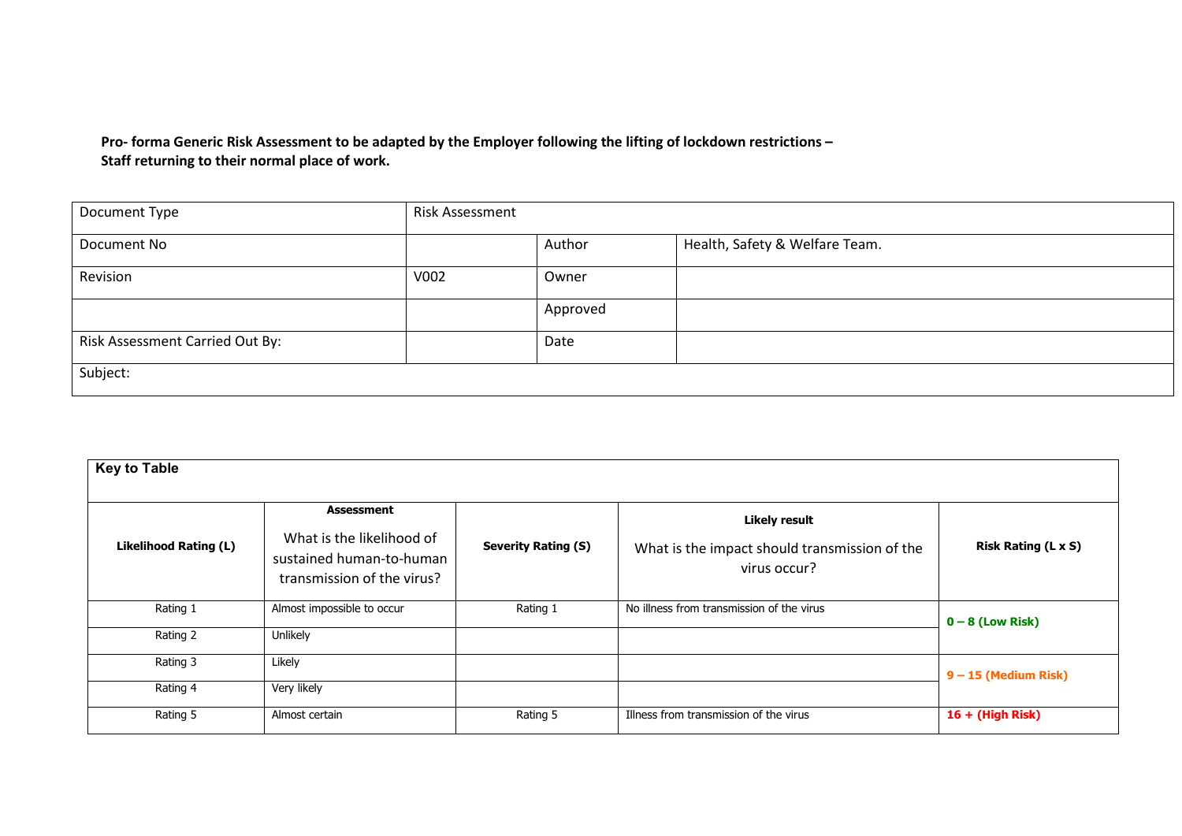**Pro- forma Generic Risk Assessment to be adapted by the Employer following the lifting of lockdown restrictions – Staff returning to their normal place of work.**

| Document Type | Risk Assessment | | |
|---|---|---|---|
| Document No | | Author | Health, Safety & Welfare Team. |
| Revision | V002 | Owner | |
| | | Approved | |
| Risk Assessment Carried Out By: | | Date | |
| Subject: | | | |

**Key to Table**

| **Likelihood Rating (L)** | **Assessment** What is the likelihood of sustained human-to-human transmission of the virus? | **Severity Rating (S)** | **Likely result** What is the impact should transmission of the virus occur? | **Risk Rating (L x S)** |
|---|---|---|---|---|
| Rating 1 | Almost impossible to occur | Rating 1 | No illness from transmission of the virus | **0 – 8 (Low Risk)** |
| Rating 2 | Unlikely | | | |
| Rating 3 | Likely | | | **9 – 15 (Medium Risk)** |
| Rating 4 | Very likely | | | |
| Rating 5 | Almost certain | Rating 5 | Illness from transmission of the virus | **16 + (High Risk)** |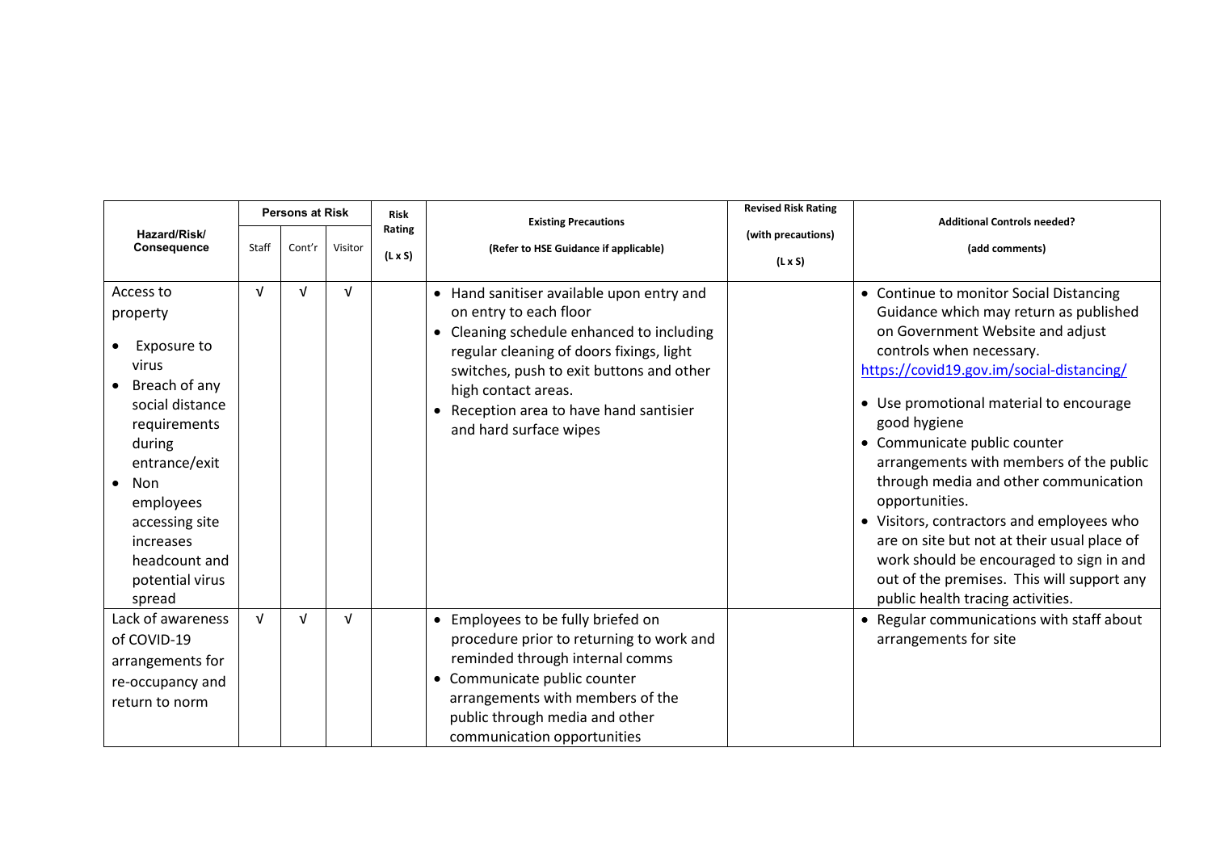| Hazard/Risk/ Consequence | Persons at Risk | | | Risk Rating (L x S) | Existing Precautions (Refer to HSE Guidance if applicable) | Revised Risk Rating (with precautions) (L x S) | Additional Controls needed? (add comments) |
|---|---|---|---|---|---|---|---|
| | Staff | Cont'r | Visitor | | | | |
| Access to property<br>• Exposure to virus<br>• Breach of any social distance requirements during entrance/exit<br>• Non employees accessing site increases headcount and potential virus spread | √ | √ | √ | | • Hand sanitiser available upon entry and on entry to each floor<br>• Cleaning schedule enhanced to including regular cleaning of doors fixings, light switches, push to exit buttons and other high contact areas.<br>• Reception area to have hand santisier and hard surface wipes | | • Continue to monitor Social Distancing Guidance which may return as published on Government Website and adjust controls when necessary. https://covid19.gov.im/social-distancing/<br>• Use promotional material to encourage good hygiene<br>• Communicate public counter arrangements with members of the public through media and other communication opportunities.<br>• Visitors, contractors and employees who are on site but not at their usual place of work should be encouraged to sign in and out of the premises. This will support any public health tracing activities. |
| Lack of awareness of COVID-19 arrangements for re-occupancy and return to norm | √ | √ | √ | | • Employees to be fully briefed on procedure prior to returning to work and reminded through internal comms<br>• Communicate public counter arrangements with members of the public through media and other communication opportunities | | • Regular communications with staff about arrangements for site |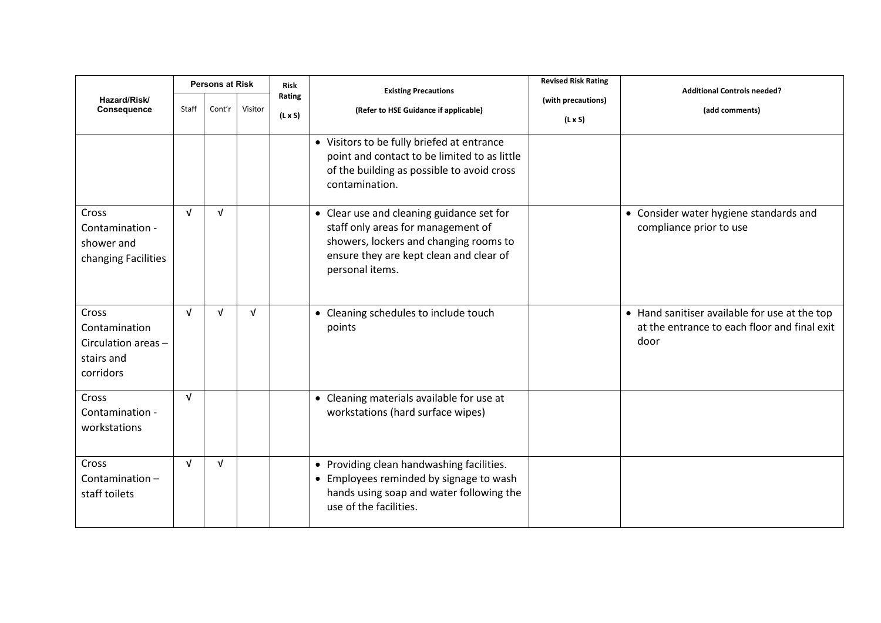| Hazard/Risk/ Consequence | Persons at Risk | | | Risk Rating (L x S) | Existing Precautions (Refer to HSE Guidance if applicable) | Revised Risk Rating (with precautions) (L x S) | Additional Controls needed? (add comments) |
|---|---|---|---|---|---|---|---|
| | Staff | Cont'r | Visitor | | | | |
| | | | | | • Visitors to be fully briefed at entrance point and contact to be limited to as little of the building as possible to avoid cross contamination. | | |
| Cross Contamination - shower and changing Facilities | √ | √ | | | • Clear use and cleaning guidance set for staff only areas for management of showers, lockers and changing rooms to ensure they are kept clean and clear of personal items. | | • Consider water hygiene standards and compliance prior to use |
| Cross Contamination Circulation areas – stairs and corridors | √ | √ | √ | | • Cleaning schedules to include touch points | | • Hand sanitiser available for use at the top at the entrance to each floor and final exit door |
| Cross Contamination - workstations | √ | | | | • Cleaning materials available for use at workstations (hard surface wipes) | | |
| Cross Contamination – staff toilets | √ | √ | | | • Providing clean handwashing facilities.<br>• Employees reminded by signage to wash hands using soap and water following the use of the facilities. | | |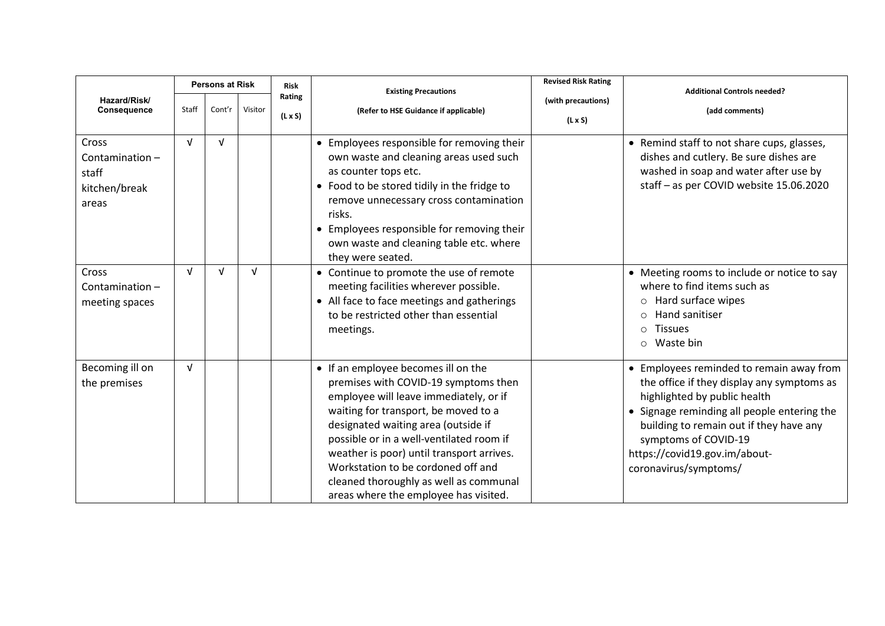| Hazard/Risk/ Consequence | Persons at Risk | | | Risk Rating (L x S) | Existing Precautions (Refer to HSE Guidance if applicable) | Revised Risk Rating (with precautions) (L x S) | Additional Controls needed? (add comments) |
|---|---|---|---|---|---|---|---|
| | Staff | Cont'r | Visitor | | | | |
| Cross Contamination – staff kitchen/break areas | √ | √ | | | • Employees responsible for removing their own waste and cleaning areas used such as counter tops etc.<br>• Food to be stored tidily in the fridge to remove unnecessary cross contamination risks.<br>• Employees responsible for removing their own waste and cleaning table etc. where they were seated. | | • Remind staff to not share cups, glasses, dishes and cutlery. Be sure dishes are washed in soap and water after use by staff – as per COVID website 15.06.2020 |
| Cross Contamination – meeting spaces | √ | √ | √ | | • Continue to promote the use of remote meeting facilities wherever possible.<br>• All face to face meetings and gatherings to be restricted other than essential meetings. | | • Meeting rooms to include or notice to say where to find items such as<br>○ Hard surface wipes<br>○ Hand sanitiser<br>○ Tissues<br>○ Waste bin |
| Becoming ill on the premises | √ | | | | • If an employee becomes ill on the premises with COVID-19 symptoms then employee will leave immediately, or if waiting for transport, be moved to a designated waiting area (outside if possible or in a well-ventilated room if weather is poor) until transport arrives. Workstation to be cordoned off and cleaned thoroughly as well as communal areas where the employee has visited. | | • Employees reminded to remain away from the office if they display any symptoms as highlighted by public health<br>• Signage reminding all people entering the building to remain out if they have any symptoms of COVID-19<br>https://covid19.gov.im/about-coronavirus/symptoms/ |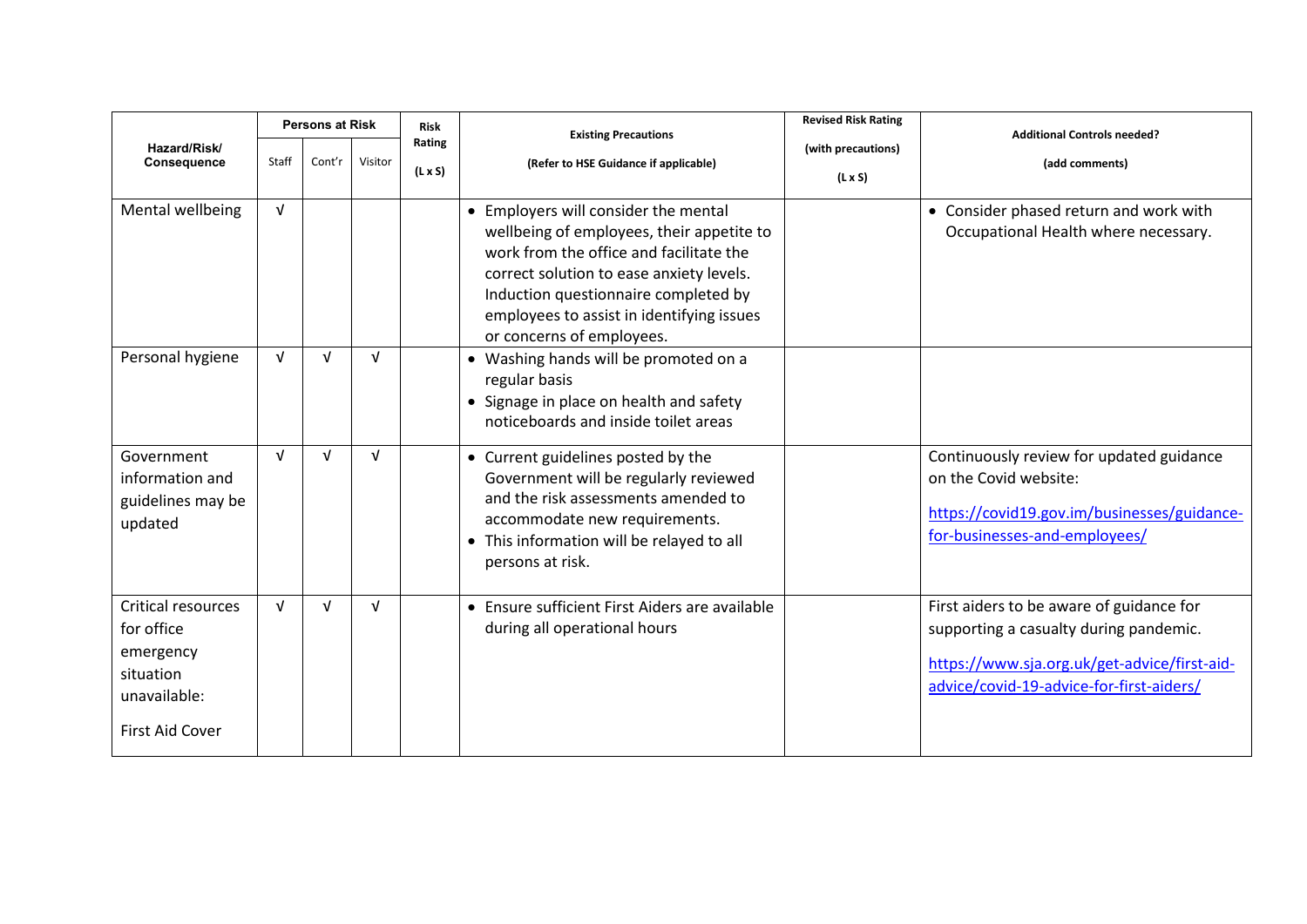| Hazard/Risk/ Consequence | Persons at Risk | | | Risk Rating (L x S) | Existing Precautions (Refer to HSE Guidance if applicable) | Revised Risk Rating (with precautions) (L x S) | Additional Controls needed? (add comments) |
|---|---|---|---|---|---|---|---|
| | Staff | Cont'r | Visitor | | | | |
| Mental wellbeing | √ | | | | • Employers will consider the mental wellbeing of employees, their appetite to work from the office and facilitate the correct solution to ease anxiety levels. Induction questionnaire completed by employees to assist in identifying issues or concerns of employees. | | • Consider phased return and work with Occupational Health where necessary. |
| Personal hygiene | √ | √ | √ | | • Washing hands will be promoted on a regular basis<br>• Signage in place on health and safety noticeboards and inside toilet areas | | |
| Government information and guidelines may be updated | √ | √ | √ | | • Current guidelines posted by the Government will be regularly reviewed and the risk assessments amended to accommodate new requirements.<br>• This information will be relayed to all persons at risk. | | Continuously review for updated guidance on the Covid website:<br>https://covid19.gov.im/businesses/guidance-for-businesses-and-employees/ |
| Critical resources for office emergency situation unavailable:<br>First Aid Cover | √ | √ | √ | | • Ensure sufficient First Aiders are available during all operational hours | | First aiders to be aware of guidance for supporting a casualty during pandemic.<br>https://www.sja.org.uk/get-advice/first-aid-advice/covid-19-advice-for-first-aiders/ |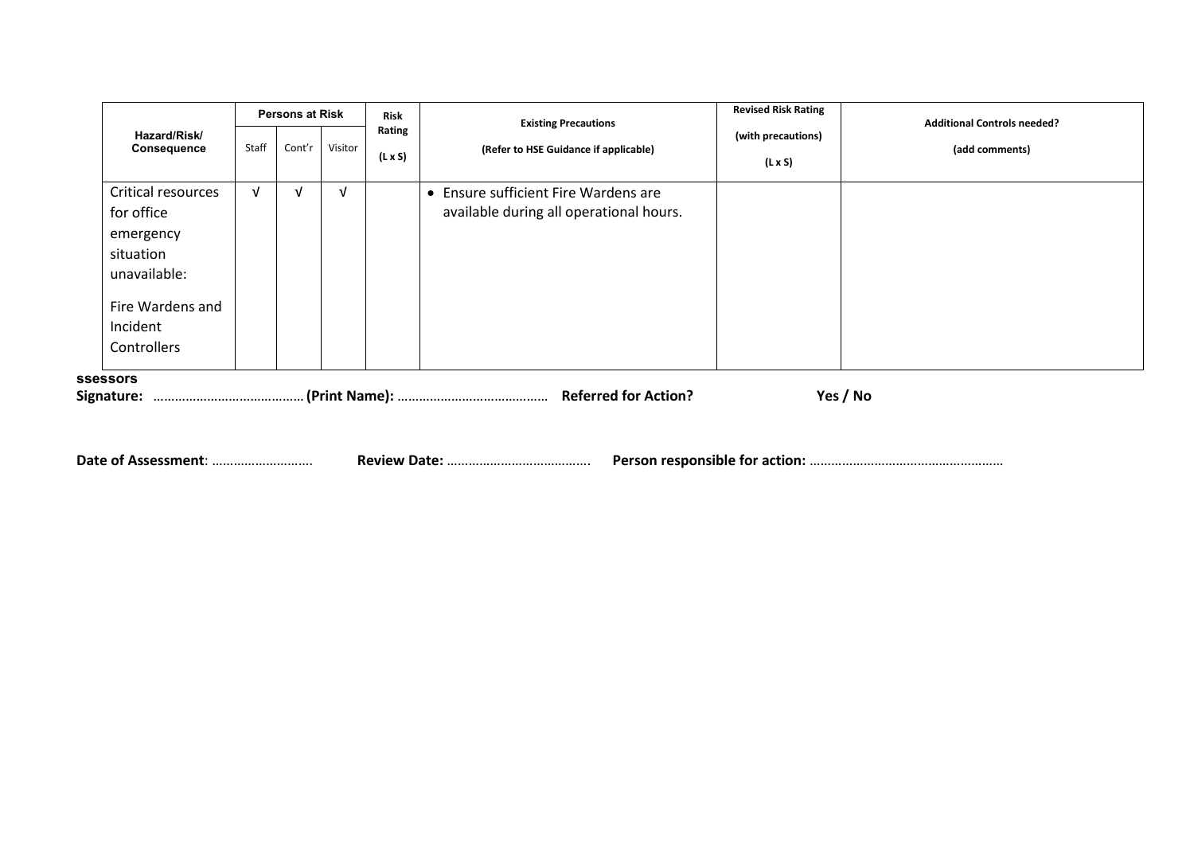| Hazard/Risk/ Consequence | Persons at Risk | | | Risk Rating (L x S) | Existing Precautions (Refer to HSE Guidance if applicable) | Revised Risk Rating (with precautions) (L x S) | Additional Controls needed? (add comments) |
|---|---|---|---|---|---|---|---|
| | Staff | Cont'r | Visitor | | | | |
| Critical resources for office emergency situation unavailable: Fire Wardens and Incident Controllers | √ | √ | √ | | • Ensure sufficient Fire Wardens are available during all operational hours. | | |

**ssessors**
**Signature:** …………………………………… **(Print Name):** …………………………………… **Referred for Action?** **Yes / No**

**Date of Assessment**: ………………………. **Review Date:** …………………………………. **Person responsible for action:** ………………………………………………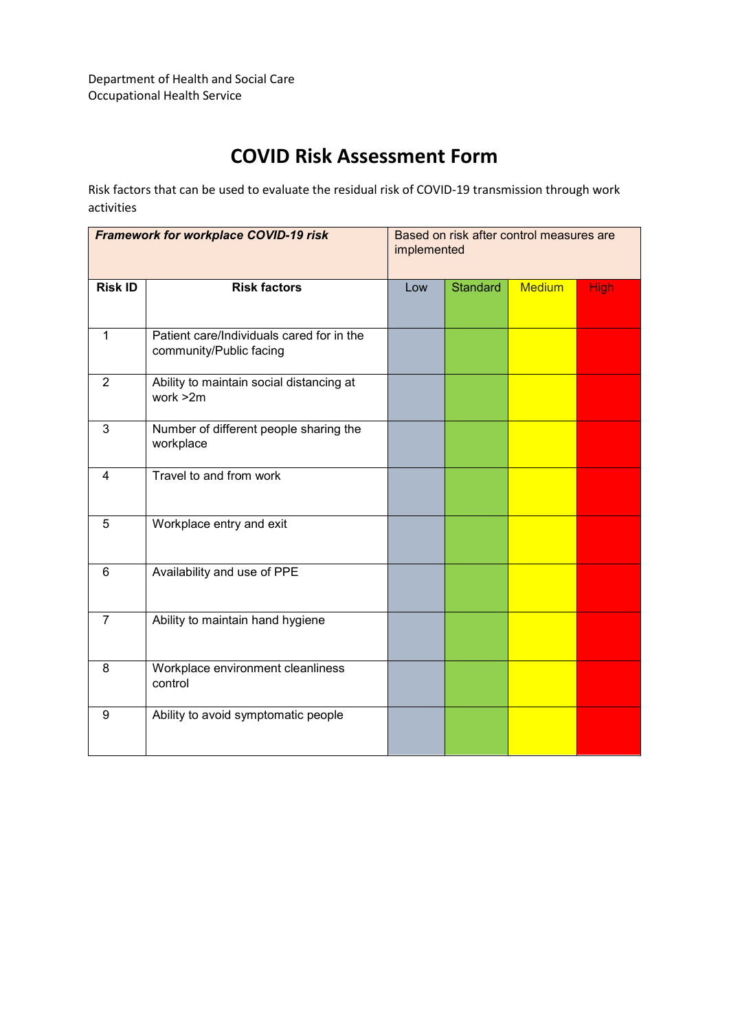Department of Health and Social Care
Occupational Health Service

# COVID Risk Assessment Form

Risk factors that can be used to evaluate the residual risk of COVID-19 transmission through work activities

| ***Framework for workplace COVID-19 risk*** | | Based on risk after control measures are implemented | | | |
|---|---|---|---|---|---|
| **Risk ID** | **Risk factors** | Low | Standard | Medium | High |
| 1 | Patient care/Individuals cared for in the community/Public facing | | | | |
| 2 | Ability to maintain social distancing at work >2m | | | | |
| 3 | Number of different people sharing the workplace | | | | |
| 4 | Travel to and from work | | | | |
| 5 | Workplace entry and exit | | | | |
| 6 | Availability and use of PPE | | | | |
| 7 | Ability to maintain hand hygiene | | | | |
| 8 | Workplace environment cleanliness control | | | | |
| 9 | Ability to avoid symptomatic people | | | | |